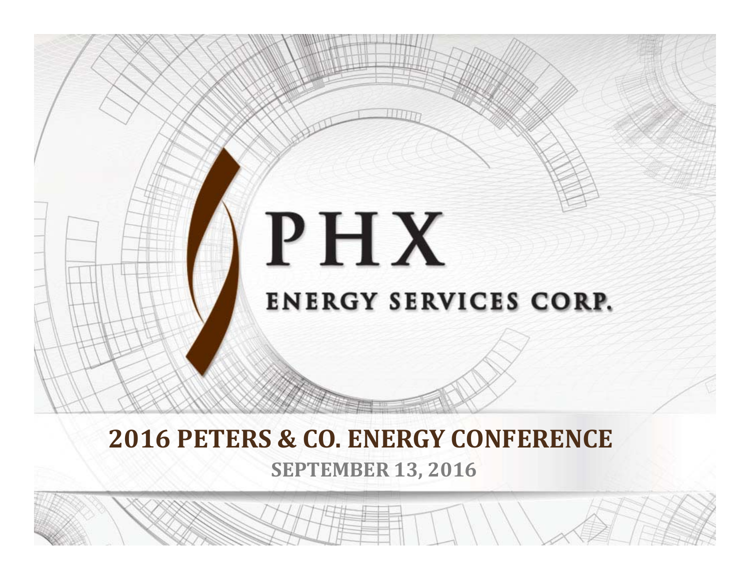# PHX

## ENERGY SERVICES CORP.

## 2016 PETERS & CO. ENERGY CONFERENCE

**SEPTEMBER 13, 2016**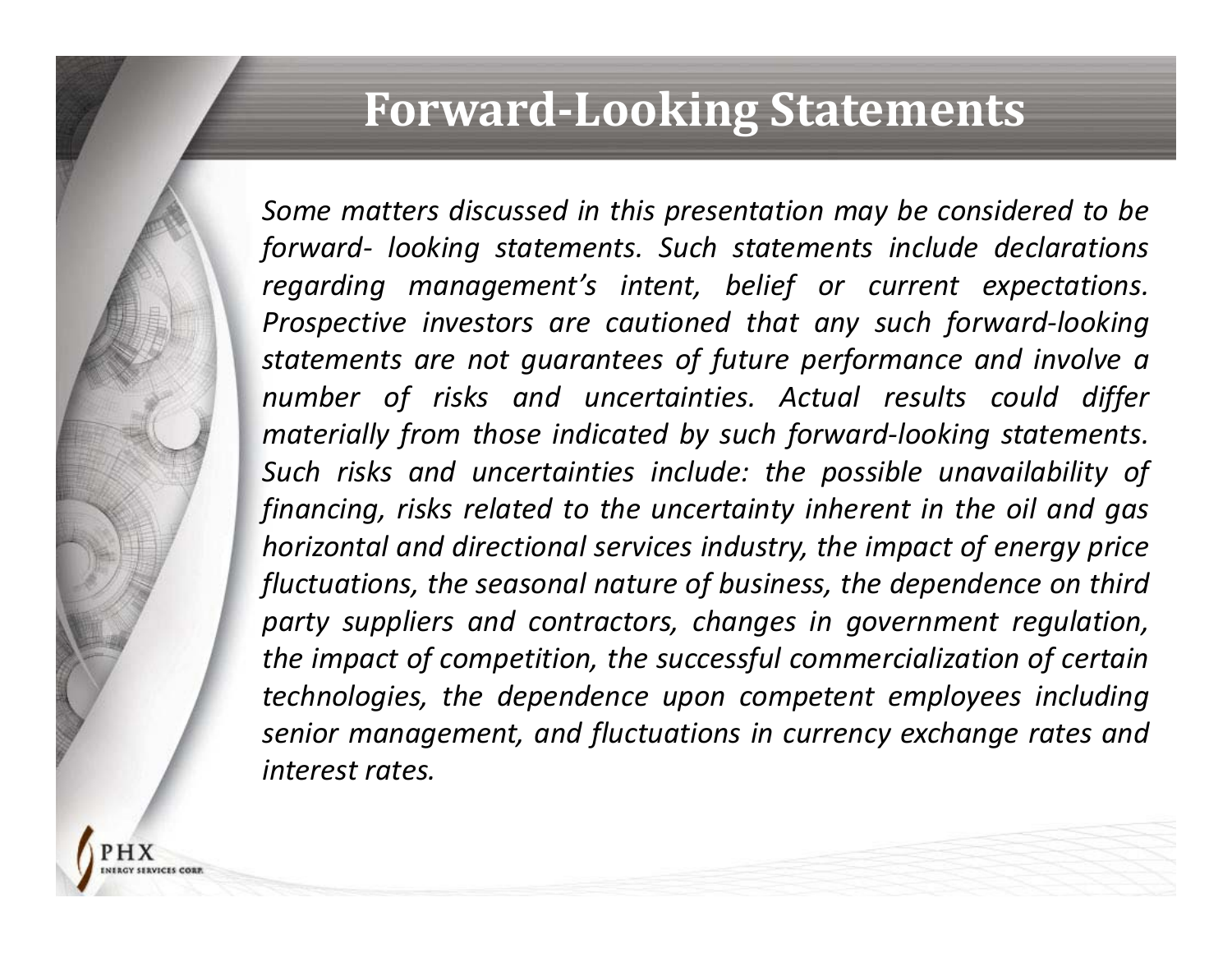# Forward-Looking Statements

*Some matters discussed in this presentation may be considered to be forward- looking statements. Such statements include declarations regarding management's intent, belief or current expectations. Prospective investors are cautioned that any such forward-looking statements are not guarantees of future performance and involve a number of risks and uncertainties. Actual results could differ materially from those indicated by such forward-looking statements. Such risks and uncertainties include: the possible unavailability of financing, risks related to the uncertainty inherent in the oil and gas horizontal and directional services industry, the impact of energy price fluctuations, the seasonal nature of business, the dependence on third party suppliers and contractors, changes in government regulation, the impact of competition, the successful commercialization of certain technologies, the dependence upon competent employees including senior management, and fluctuations in currency exchange rates and interest rates.*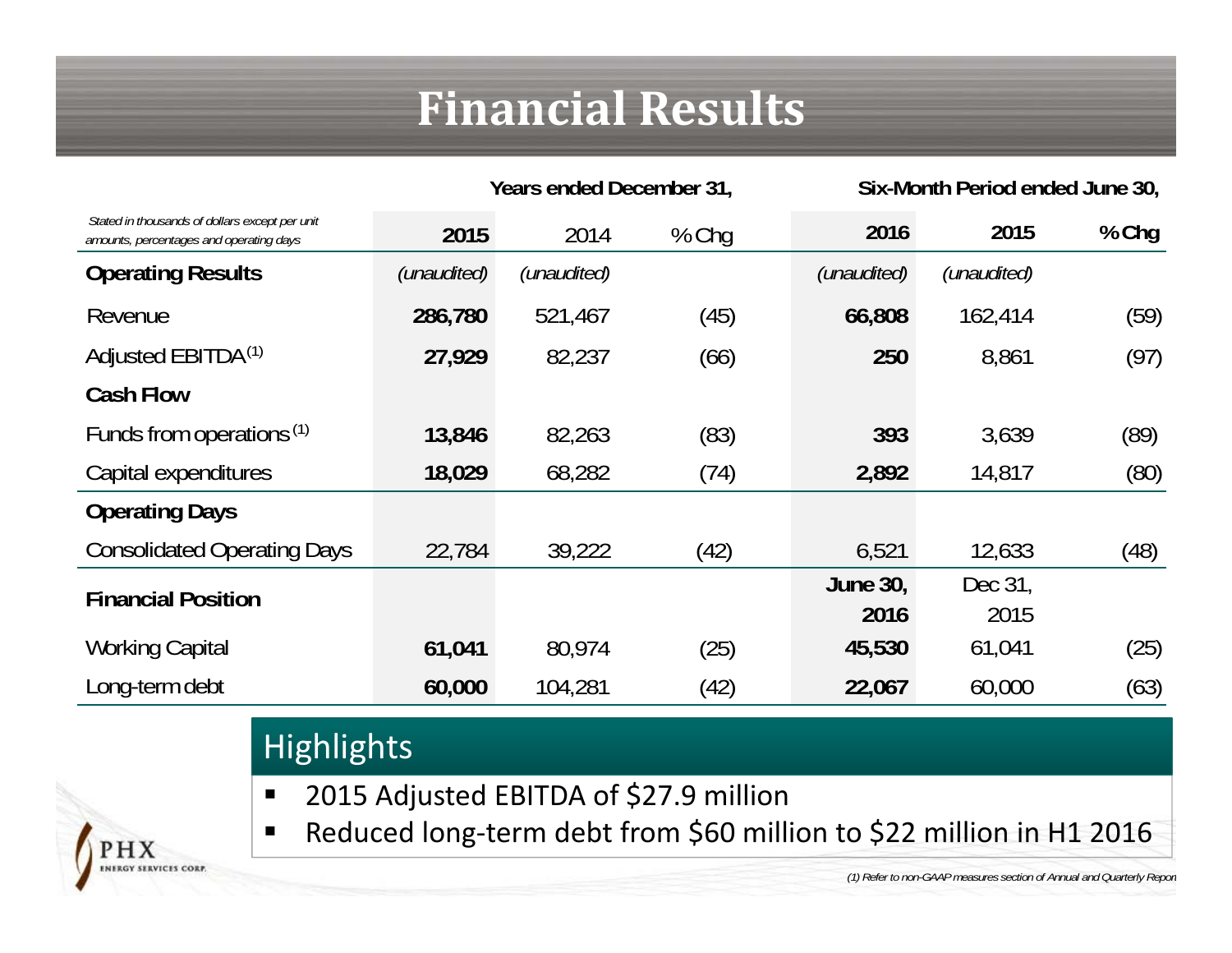# Financial Results

| *Stated in thousands of dollars except per unit amounts, percentages and operating days* | Years ended December 31, | | | Six-Month Period ended June 30, | | |
|---|---|---|---|---|---|---|
| | **2015** | 2014 | % Chg | **2016** | **2015** | **% Chg** |
| **Operating Results** | *(unaudited)* | *(unaudited)* | | *(unaudited)* | *(unaudited)* | |
| Revenue | **286,780** | 521,467 | (45) | **66,808** | 162,414 | (59) |
| Adjusted EBITDA[(1)] | **27,929** | 82,237 | (66) | **250** | 8,861 | (97) |
| **Cash Flow** | | | | | | |
| Funds from operations[(1)] | **13,846** | 82,263 | (83) | **393** | 3,639 | (89) |
| Capital expenditures | **18,029** | 68,282 | (74) | **2,892** | 14,817 | (80) |
| **Operating Days** | | | | | | |
| Consolidated Operating Days | 22,784 | 39,222 | (42) | 6,521 | 12,633 | (48) |
| **Financial Position** | | | | **June 30, 2016** | Dec 31, 2015 | |
| Working Capital | **61,041** | 80,974 | (25) | **45,530** | 61,041 | (25) |
| Long-term debt | **60,000** | 104,281 | (42) | **22,067** | 60,000 | (63) |

## Highlights

- 2015 Adjusted EBITDA of $27.9 million
- Reduced long-term debt from $60 million to $22 million in H1 2016

PHX ENERGY SERVICES CORP.

*(1) Refer to non-GAAP measures section of Annual and Quarterly Report*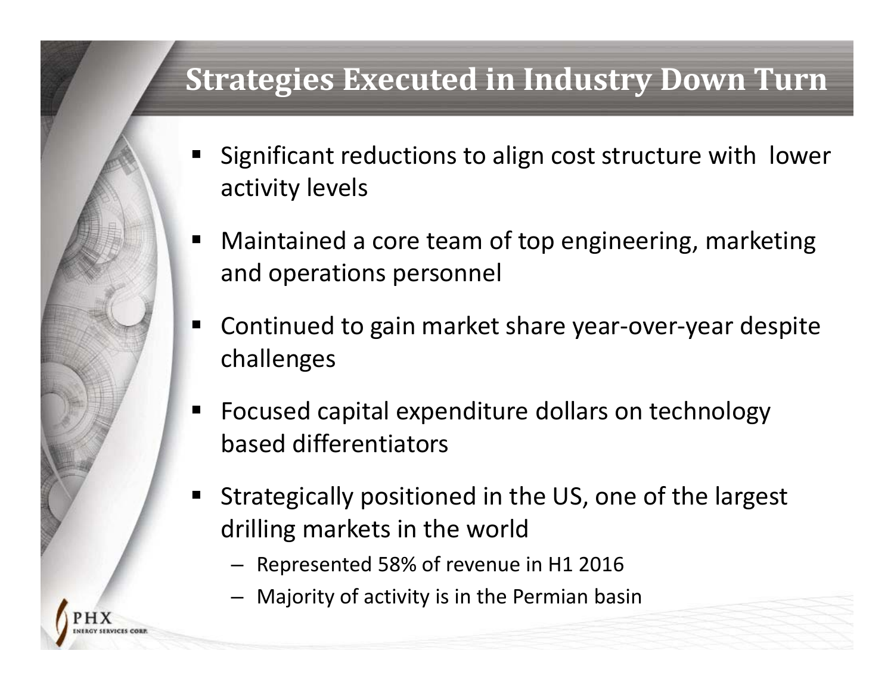# Strategies Executed in Industry Down Turn

- Significant reductions to align cost structure with lower activity levels
- Maintained a core team of top engineering, marketing and operations personnel
- Continued to gain market share year-over-year despite challenges
- Focused capital expenditure dollars on technology based differentiators
- Strategically positioned in the US, one of the largest drilling markets in the world
  - Represented 58% of revenue in H1 2016
  - Majority of activity is in the Permian basin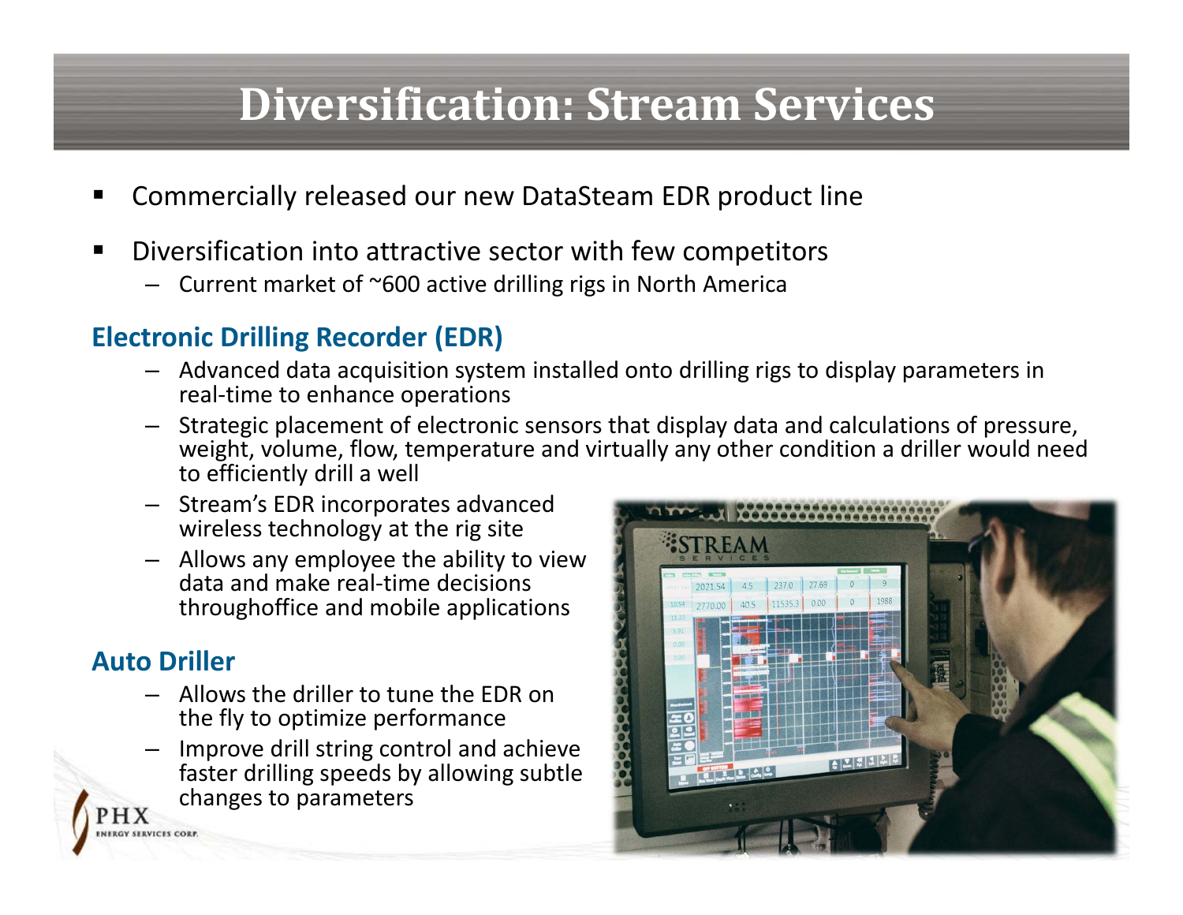# Diversification: Stream Services

- Commercially released our new DataSteam EDR product line
- Diversification into attractive sector with few competitors
  - Current market of ~600 active drilling rigs in North America

## Electronic Drilling Recorder (EDR)

- Advanced data acquisition system installed onto drilling rigs to display parameters in real-time to enhance operations
- Strategic placement of electronic sensors that display data and calculations of pressure, weight, volume, flow, temperature and virtually any other condition a driller would need to efficiently drill a well
- Stream's EDR incorporates advanced wireless technology at the rig site
- Allows any employee the ability to view data and make real-time decisions throughoffice and mobile applications

## Auto Driller

- Allows the driller to tune the EDR on the fly to optimize performance
- Improve drill string control and achieve faster drilling speeds by allowing subtle changes to parameters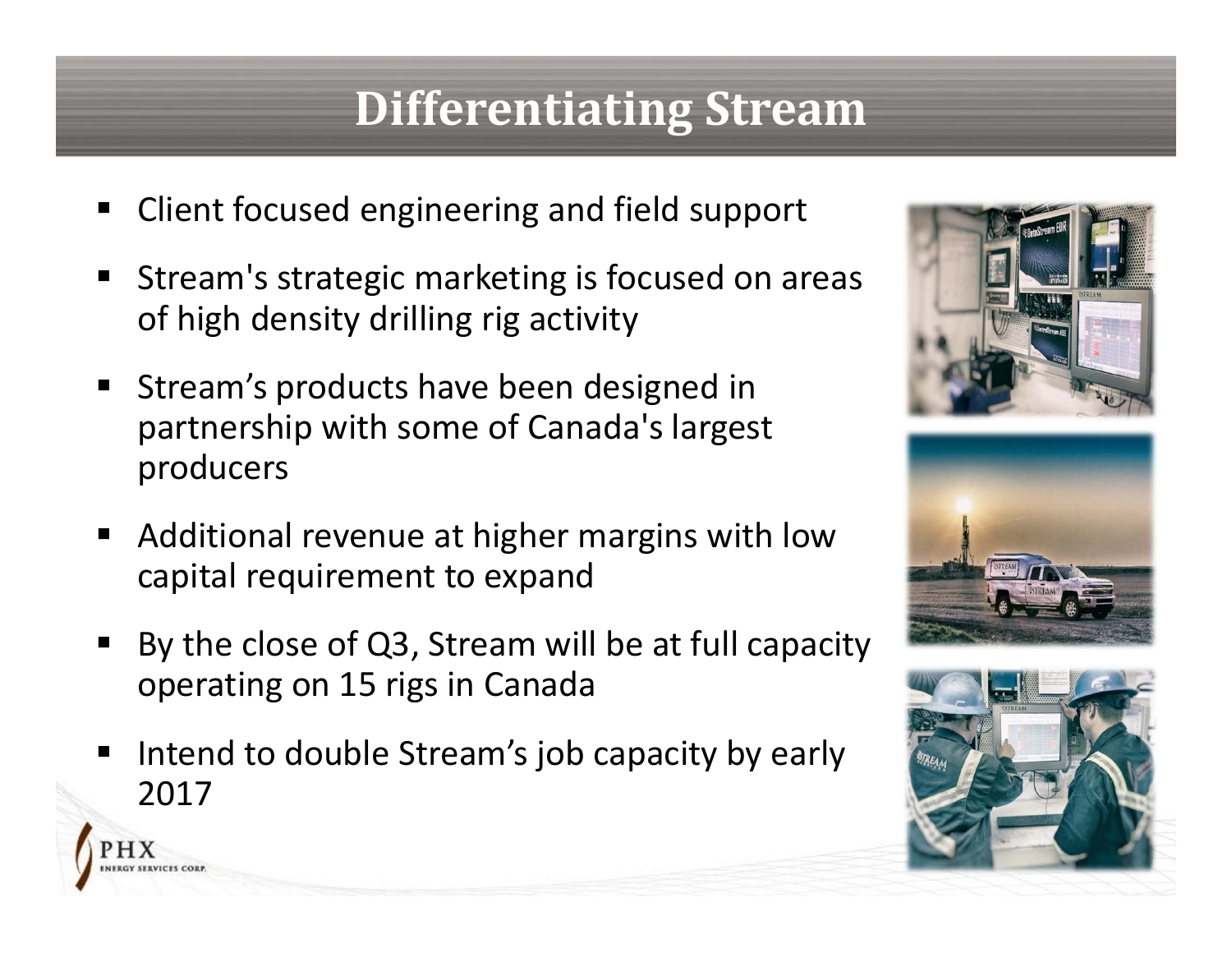# Differentiating Stream

- Client focused engineering and field support
- Stream's strategic marketing is focused on areas of high density drilling rig activity
- Stream's products have been designed in partnership with some of Canada's largest producers
- Additional revenue at higher margins with low capital requirement to expand
- By the close of Q3, Stream will be at full capacity operating on 15 rigs in Canada
- Intend to double Stream's job capacity by early 2017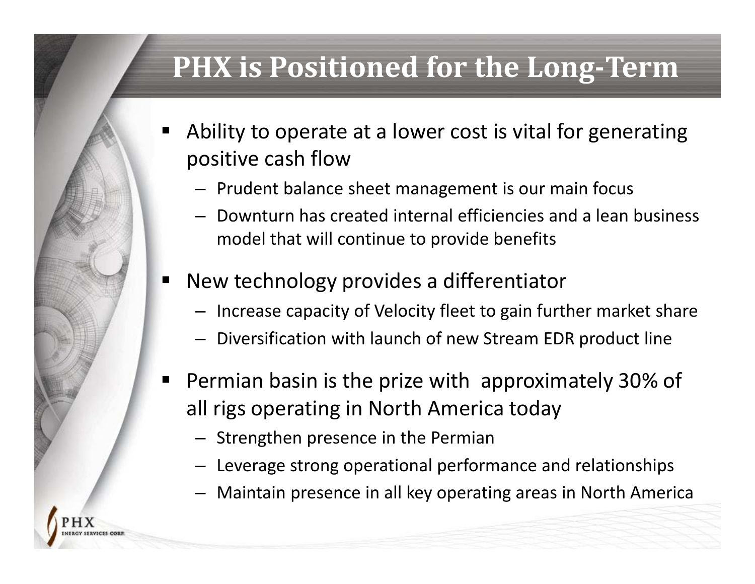# PHX is Positioned for the Long-Term

- Ability to operate at a lower cost is vital for generating positive cash flow
  - Prudent balance sheet management is our main focus
  - Downturn has created internal efficiencies and a lean business model that will continue to provide benefits
- New technology provides a differentiator
  - Increase capacity of Velocity fleet to gain further market share
  - Diversification with launch of new Stream EDR product line
- Permian basin is the prize with approximately 30% of all rigs operating in North America today
  - Strengthen presence in the Permian
  - Leverage strong operational performance and relationships
  - Maintain presence in all key operating areas in North America